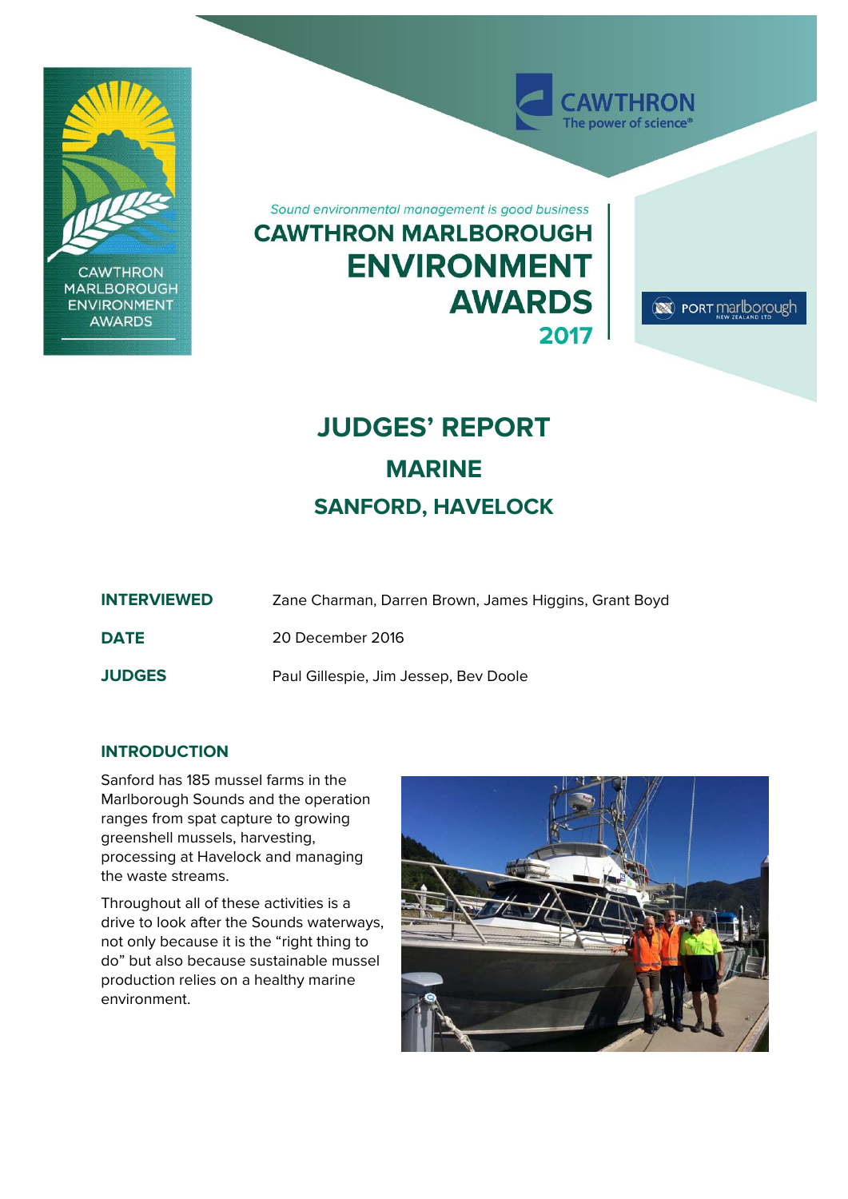*Sound environmental management is good business*

# CAWTHRON MARLBOROUGH ENVIRONMENT AWARDS 2017

# JUDGES' REPORT

## MARINE

## SANFORD, HAVELOCK

| | |
|---|---|
| **INTERVIEWED** | Zane Charman, Darren Brown, James Higgins, Grant Boyd |
| **DATE** | 20 December 2016 |
| **JUDGES** | Paul Gillespie, Jim Jessep, Bev Doole |

### INTRODUCTION

Sanford has 185 mussel farms in the Marlborough Sounds and the operation ranges from spat capture to growing greenshell mussels, harvesting, processing at Havelock and managing the waste streams.

Throughout all of these activities is a drive to look after the Sounds waterways, not only because it is the "right thing to do" but also because sustainable mussel production relies on a healthy marine environment.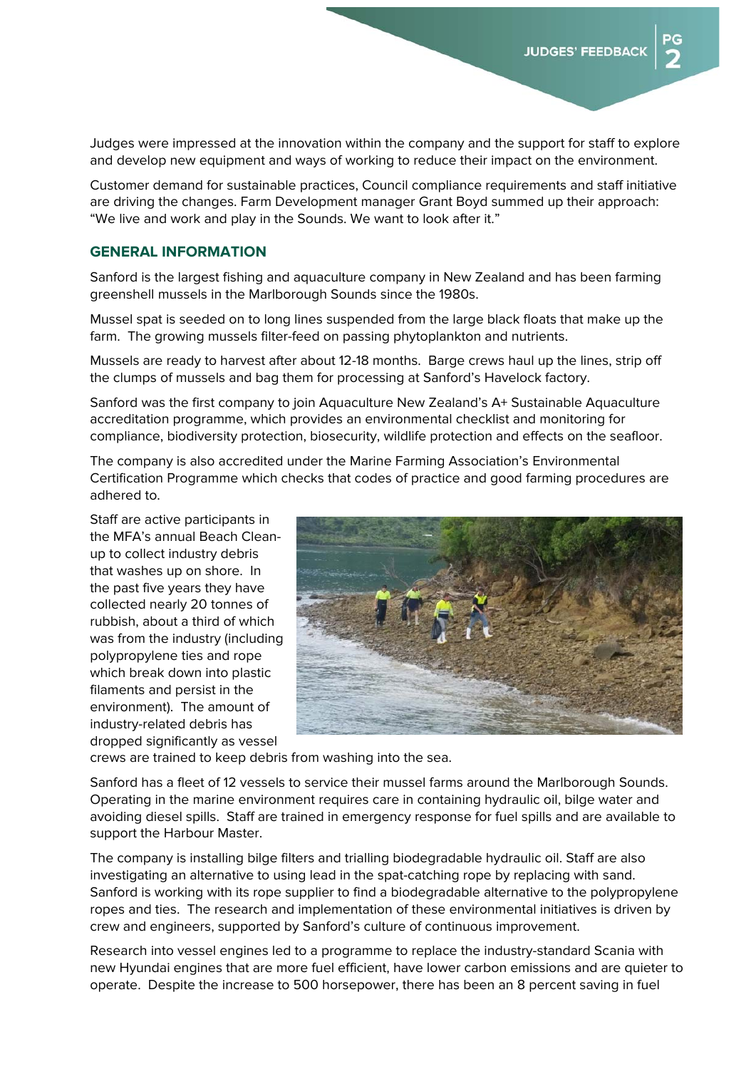Judges were impressed at the innovation within the company and the support for staff to explore and develop new equipment and ways of working to reduce their impact on the environment.

Customer demand for sustainable practices, Council compliance requirements and staff initiative are driving the changes. Farm Development manager Grant Boyd summed up their approach: "We live and work and play in the Sounds. We want to look after it."

## GENERAL INFORMATION

Sanford is the largest fishing and aquaculture company in New Zealand and has been farming greenshell mussels in the Marlborough Sounds since the 1980s.

Mussel spat is seeded on to long lines suspended from the large black floats that make up the farm. The growing mussels filter-feed on passing phytoplankton and nutrients.

Mussels are ready to harvest after about 12-18 months. Barge crews haul up the lines, strip off the clumps of mussels and bag them for processing at Sanford's Havelock factory.

Sanford was the first company to join Aquaculture New Zealand's A+ Sustainable Aquaculture accreditation programme, which provides an environmental checklist and monitoring for compliance, biodiversity protection, biosecurity, wildlife protection and effects on the seafloor.

The company is also accredited under the Marine Farming Association's Environmental Certification Programme which checks that codes of practice and good farming procedures are adhered to.

Staff are active participants in the MFA's annual Beach Clean-up to collect industry debris that washes up on shore. In the past five years they have collected nearly 20 tonnes of rubbish, about a third of which was from the industry (including polypropylene ties and rope which break down into plastic filaments and persist in the environment). The amount of industry-related debris has dropped significantly as vessel crews are trained to keep debris from washing into the sea.

Sanford has a fleet of 12 vessels to service their mussel farms around the Marlborough Sounds. Operating in the marine environment requires care in containing hydraulic oil, bilge water and avoiding diesel spills. Staff are trained in emergency response for fuel spills and are available to support the Harbour Master.

The company is installing bilge filters and trialling biodegradable hydraulic oil. Staff are also investigating an alternative to using lead in the spat-catching rope by replacing with sand. Sanford is working with its rope supplier to find a biodegradable alternative to the polypropylene ropes and ties. The research and implementation of these environmental initiatives is driven by crew and engineers, supported by Sanford's culture of continuous improvement.

Research into vessel engines led to a programme to replace the industry-standard Scania with new Hyundai engines that are more fuel efficient, have lower carbon emissions and are quieter to operate. Despite the increase to 500 horsepower, there has been an 8 percent saving in fuel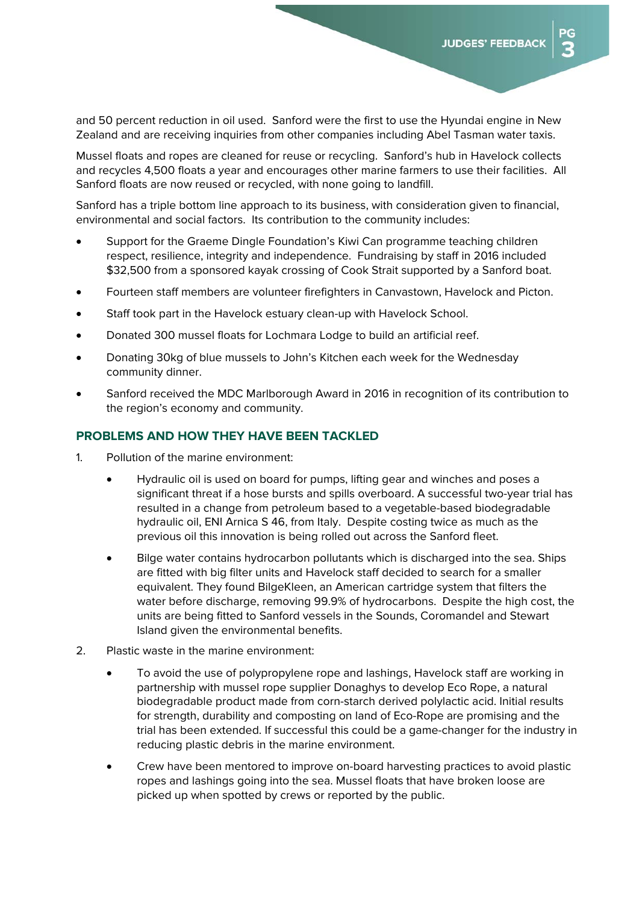and 50 percent reduction in oil used. Sanford were the first to use the Hyundai engine in New Zealand and are receiving inquiries from other companies including Abel Tasman water taxis.

Mussel floats and ropes are cleaned for reuse or recycling. Sanford's hub in Havelock collects and recycles 4,500 floats a year and encourages other marine farmers to use their facilities. All Sanford floats are now reused or recycled, with none going to landfill.

Sanford has a triple bottom line approach to its business, with consideration given to financial, environmental and social factors. Its contribution to the community includes:

- Support for the Graeme Dingle Foundation's Kiwi Can programme teaching children respect, resilience, integrity and independence. Fundraising by staff in 2016 included $32,500 from a sponsored kayak crossing of Cook Strait supported by a Sanford boat.
- Fourteen staff members are volunteer firefighters in Canvastown, Havelock and Picton.
- Staff took part in the Havelock estuary clean-up with Havelock School.
- Donated 300 mussel floats for Lochmara Lodge to build an artificial reef.
- Donating 30kg of blue mussels to John's Kitchen each week for the Wednesday community dinner.
- Sanford received the MDC Marlborough Award in 2016 in recognition of its contribution to the region's economy and community.

## PROBLEMS AND HOW THEY HAVE BEEN TACKLED

1. Pollution of the marine environment:
   - Hydraulic oil is used on board for pumps, lifting gear and winches and poses a significant threat if a hose bursts and spills overboard. A successful two-year trial has resulted in a change from petroleum based to a vegetable-based biodegradable hydraulic oil, ENI Arnica S 46, from Italy. Despite costing twice as much as the previous oil this innovation is being rolled out across the Sanford fleet.
   - Bilge water contains hydrocarbon pollutants which is discharged into the sea. Ships are fitted with big filter units and Havelock staff decided to search for a smaller equivalent. They found BilgeKleen, an American cartridge system that filters the water before discharge, removing 99.9% of hydrocarbons. Despite the high cost, the units are being fitted to Sanford vessels in the Sounds, Coromandel and Stewart Island given the environmental benefits.
2. Plastic waste in the marine environment:
   - To avoid the use of polypropylene rope and lashings, Havelock staff are working in partnership with mussel rope supplier Donaghys to develop Eco Rope, a natural biodegradable product made from corn-starch derived polylactic acid. Initial results for strength, durability and composting on land of Eco-Rope are promising and the trial has been extended. If successful this could be a game-changer for the industry in reducing plastic debris in the marine environment.
   - Crew have been mentored to improve on-board harvesting practices to avoid plastic ropes and lashings going into the sea. Mussel floats that have broken loose are picked up when spotted by crews or reported by the public.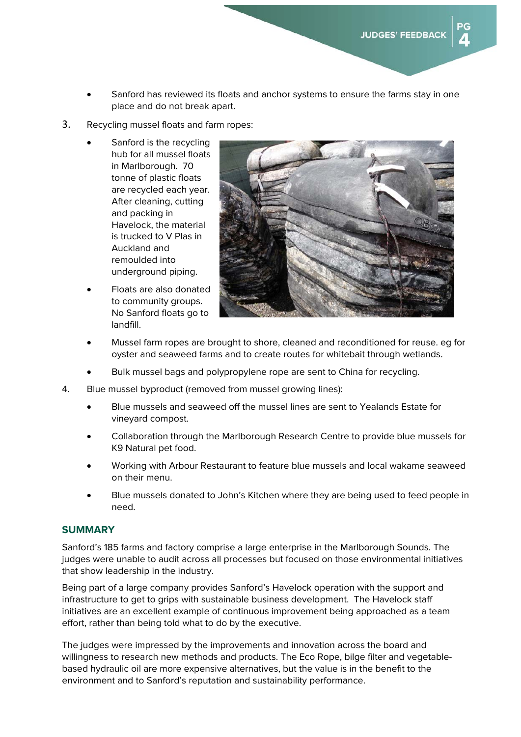- Sanford has reviewed its floats and anchor systems to ensure the farms stay in one place and do not break apart.

3. Recycling mussel floats and farm ropes:

   - Sanford is the recycling hub for all mussel floats in Marlborough. 70 tonne of plastic floats are recycled each year. After cleaning, cutting and packing in Havelock, the material is trucked to V Plas in Auckland and remoulded into underground piping.
   - Floats are also donated to community groups. No Sanford floats go to landfill.
   - Mussel farm ropes are brought to shore, cleaned and reconditioned for reuse. eg for oyster and seaweed farms and to create routes for whitebait through wetlands.
   - Bulk mussel bags and polypropylene rope are sent to China for recycling.

4. Blue mussel byproduct (removed from mussel growing lines):

   - Blue mussels and seaweed off the mussel lines are sent to Yealands Estate for vineyard compost.
   - Collaboration through the Marlborough Research Centre to provide blue mussels for K9 Natural pet food.
   - Working with Arbour Restaurant to feature blue mussels and local wakame seaweed on their menu.
   - Blue mussels donated to John's Kitchen where they are being used to feed people in need.

## SUMMARY

Sanford's 185 farms and factory comprise a large enterprise in the Marlborough Sounds. The judges were unable to audit across all processes but focused on those environmental initiatives that show leadership in the industry.

Being part of a large company provides Sanford's Havelock operation with the support and infrastructure to get to grips with sustainable business development. The Havelock staff initiatives are an excellent example of continuous improvement being approached as a team effort, rather than being told what to do by the executive.

The judges were impressed by the improvements and innovation across the board and willingness to research new methods and products. The Eco Rope, bilge filter and vegetable-based hydraulic oil are more expensive alternatives, but the value is in the benefit to the environment and to Sanford's reputation and sustainability performance.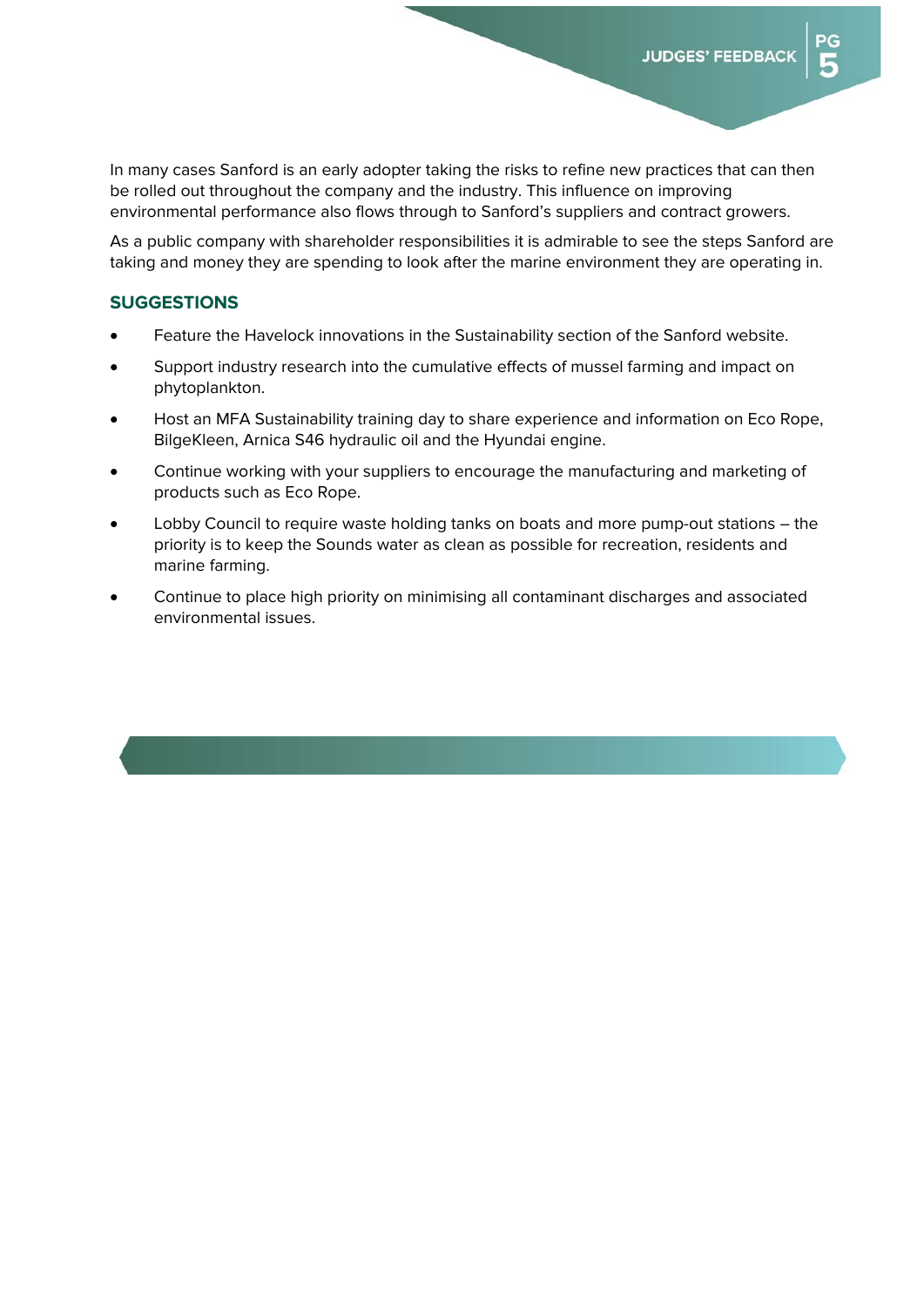In many cases Sanford is an early adopter taking the risks to refine new practices that can then be rolled out throughout the company and the industry. This influence on improving environmental performance also flows through to Sanford's suppliers and contract growers.

As a public company with shareholder responsibilities it is admirable to see the steps Sanford are taking and money they are spending to look after the marine environment they are operating in.

## SUGGESTIONS

- Feature the Havelock innovations in the Sustainability section of the Sanford website.
- Support industry research into the cumulative effects of mussel farming and impact on phytoplankton.
- Host an MFA Sustainability training day to share experience and information on Eco Rope, BilgeKleen, Arnica S46 hydraulic oil and the Hyundai engine.
- Continue working with your suppliers to encourage the manufacturing and marketing of products such as Eco Rope.
- Lobby Council to require waste holding tanks on boats and more pump-out stations – the priority is to keep the Sounds water as clean as possible for recreation, residents and marine farming.
- Continue to place high priority on minimising all contaminant discharges and associated environmental issues.